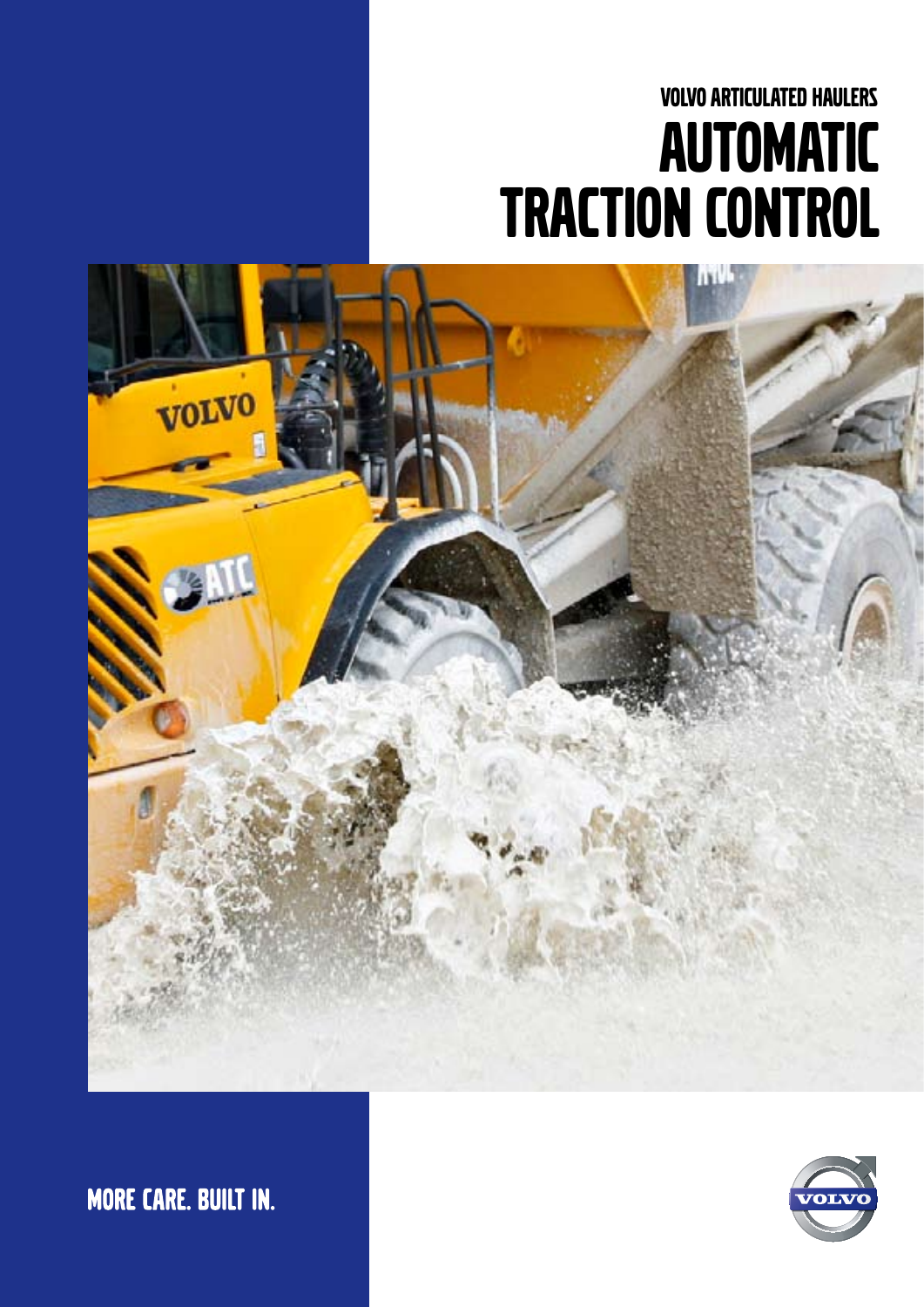VOLVO ARTICULATED HAULERS

# AUTOMATIC TRACTION CONTROL

MORE CARE. BUILT IN.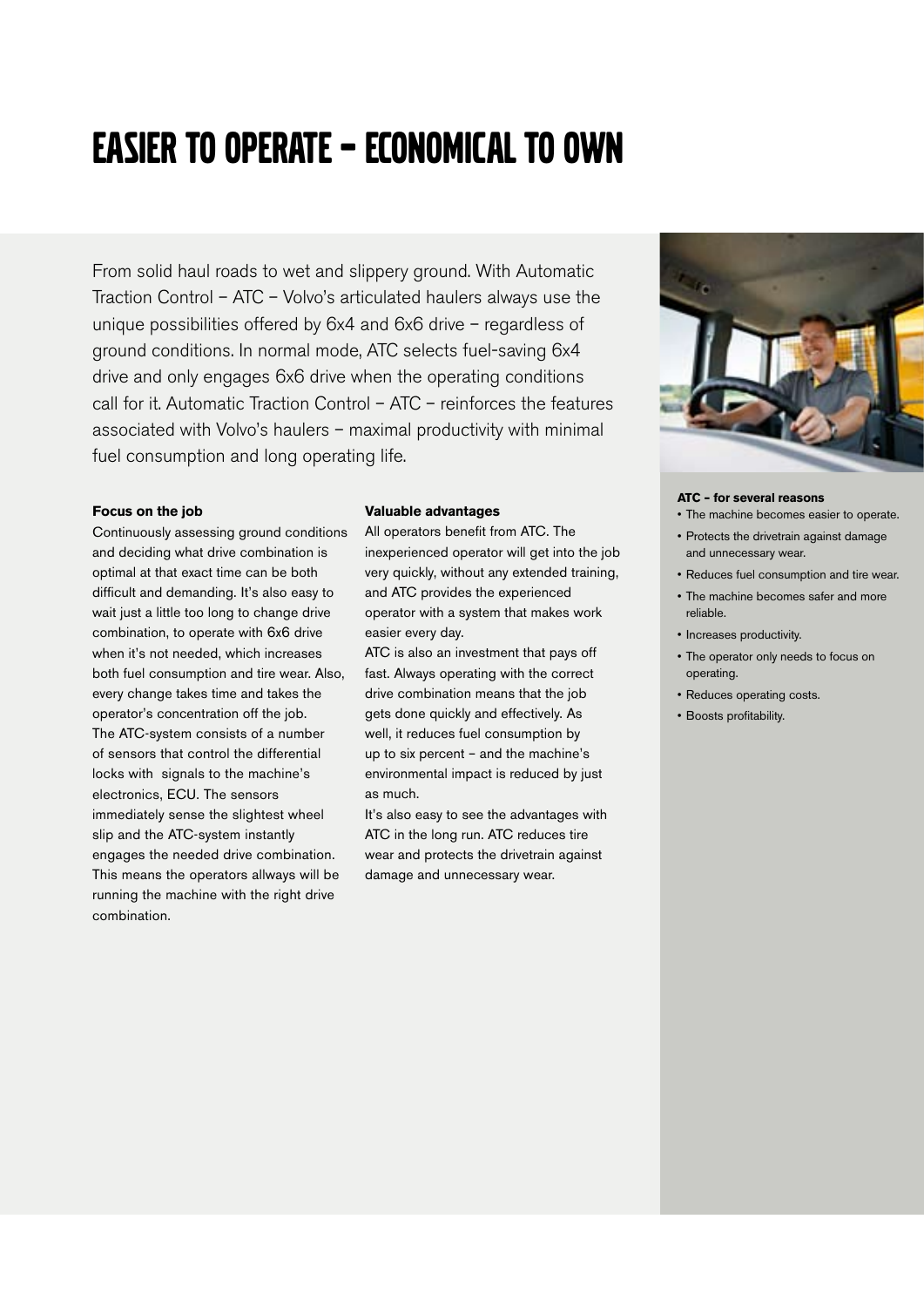# EASIER TO OPERATE – ECONOMICAL TO OWN

From solid haul roads to wet and slippery ground. With Automatic Traction Control – ATC – Volvo's articulated haulers always use the unique possibilities offered by 6x4 and 6x6 drive – regardless of ground conditions. In normal mode, ATC selects fuel-saving 6x4 drive and only engages 6x6 drive when the operating conditions call for it. Automatic Traction Control – ATC – reinforces the features associated with Volvo's haulers – maximal productivity with minimal fuel consumption and long operating life.

**Focus on the job**

Continuously assessing ground conditions and deciding what drive combination is optimal at that exact time can be both difficult and demanding. It's also easy to wait just a little too long to change drive combination, to operate with 6x6 drive when it's not needed, which increases both fuel consumption and tire wear. Also, every change takes time and takes the operator's concentration off the job.

The ATC-system consists of a number of sensors that control the differential locks with signals to the machine's electronics, ECU. The sensors immediately sense the slightest wheel slip and the ATC-system instantly engages the needed drive combination. This means the operators allways will be running the machine with the right drive combination.

**Valuable advantages**

All operators benefit from ATC. The inexperienced operator will get into the job very quickly, without any extended training, and ATC provides the experienced operator with a system that makes work easier every day.

ATC is also an investment that pays off fast. Always operating with the correct drive combination means that the job gets done quickly and effectively. As well, it reduces fuel consumption by up to six percent – and the machine's environmental impact is reduced by just as much.

It's also easy to see the advantages with ATC in the long run. ATC reduces tire wear and protects the drivetrain against damage and unnecessary wear.

**ATC – for several reasons**

- The machine becomes easier to operate.
- Protects the drivetrain against damage and unnecessary wear.
- Reduces fuel consumption and tire wear.
- The machine becomes safer and more reliable.
- Increases productivity.
- The operator only needs to focus on operating.
- Reduces operating costs.
- Boosts profitability.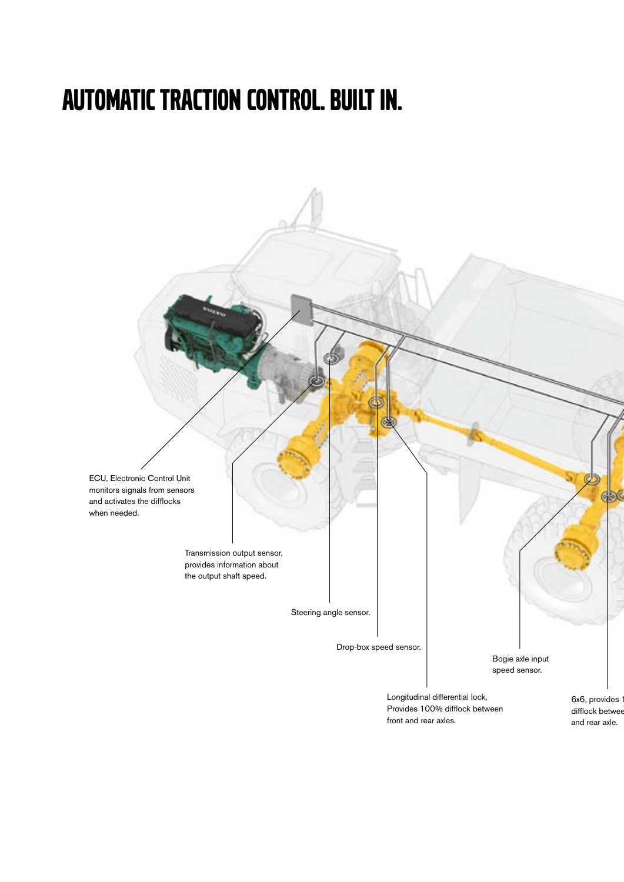# AUTOMATIC TRACTION CONTROL. BUILT IN.

ECU, Electronic Control Unit monitors signals from sensors and activates the difflocks when needed.

Transmission output sensor, provides information about the output shaft speed.

Steering angle sensor.

Drop-box speed sensor.

Bogie axle input speed sensor.

Longitudinal differential lock, Provides 100% difflock between front and rear axles.

6x6, provides 1
difflock betwee
and rear axle.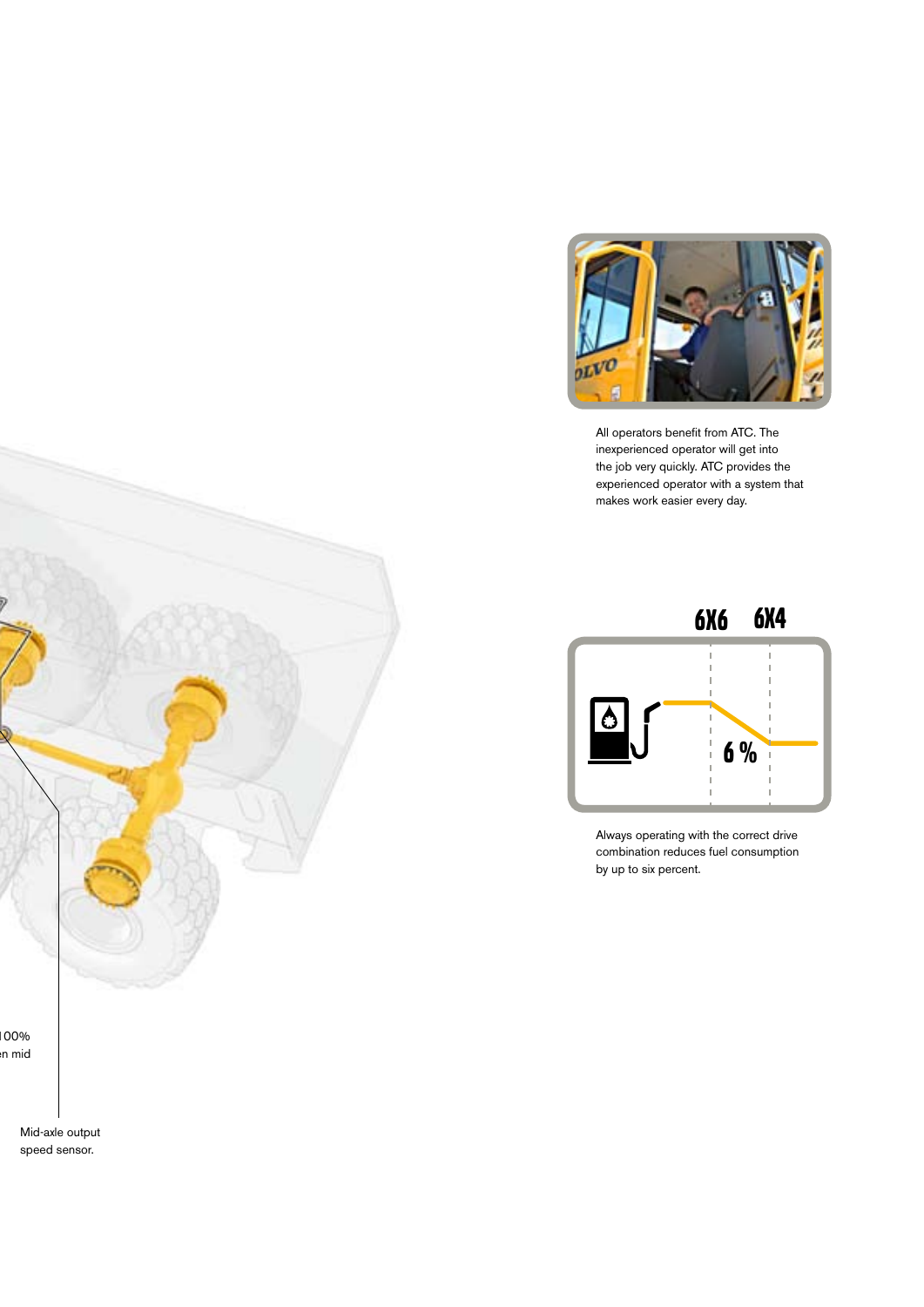All operators benefit from ATC. The inexperienced operator will get into the job very quickly. ATC provides the experienced operator with a system that makes work easier every day.

Always operating with the correct drive combination reduces fuel consumption by up to six percent.

00%
n mid

Mid-axle output speed sensor.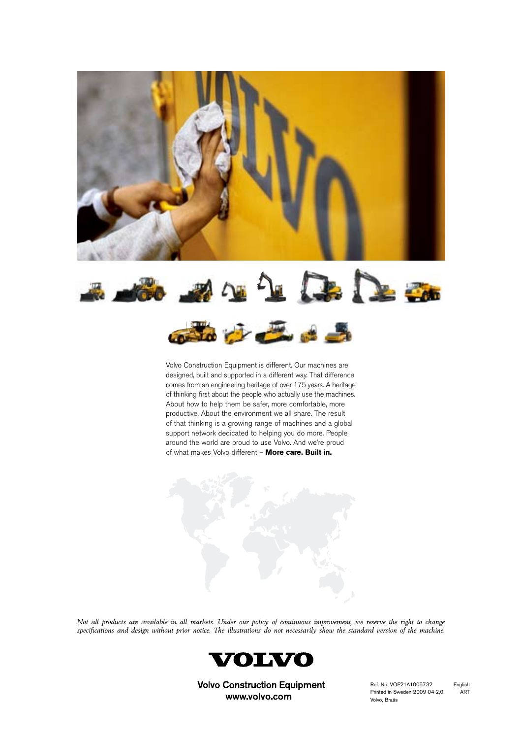Volvo Construction Equipment is different. Our machines are designed, built and supported in a different way. That difference comes from an engineering heritage of over 175 years. A heritage of thinking first about the people who actually use the machines. About how to help them be safer, more comfortable, more productive. About the environment we all share. The result of that thinking is a growing range of machines and a global support network dedicated to helping you do more. People around the world are proud to use Volvo. And we're proud of what makes Volvo different – **More care. Built in.**

*Not all products are available in all markets. Under our policy of continuous improvement, we reserve the right to change specifications and design without prior notice. The illustrations do not necessarily show the standard version of the machine.*

**VOLVO**

**Volvo Construction Equipment**
**www.volvo.com**

Ref. No. VOE21A1005732 English
Printed in Sweden 2009-04-2,0 ART
Volvo, Braås